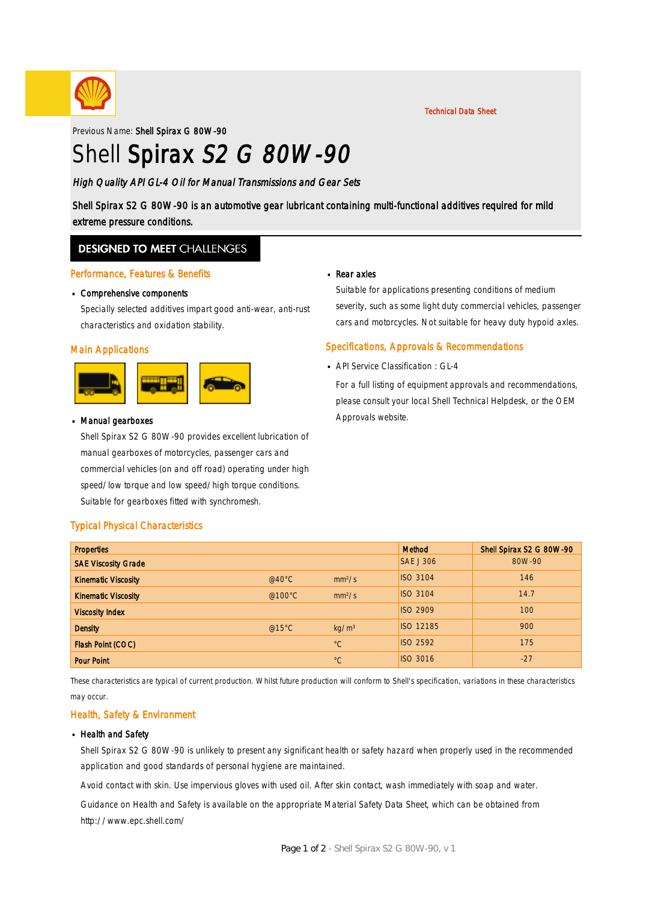Technical Data Sheet

Previous Name: **Shell Spirax G 80W-90**

# Shell Spirax *S2 G 80W-90*

*High Quality API GL-4 Oil for Manual Transmissions and Gear Sets*

Shell Spirax S2 G 80W-90 is an automotive gear lubricant containing multi-functional additives required for mild extreme pressure conditions.

## DESIGNED TO MEET CHALLENGES

### Performance, Features & Benefits

- **Comprehensive components**

  Specially selected additives impart good anti-wear, anti-rust characteristics and oxidation stability.

### Main Applications

- **Manual gearboxes**

  Shell Spirax S2 G 80W-90 provides excellent lubrication of manual gearboxes of motorcycles, passenger cars and commercial vehicles (on and off road) operating under high speed/low torque and low speed/high torque conditions. Suitable for gearboxes fitted with synchromesh.

- **Rear axles**

  Suitable for applications presenting conditions of medium severity, such as some light duty commercial vehicles, passenger cars and motorcycles. Not suitable for heavy duty hypoid axles.

### Specifications, Approvals & Recommendations

- API Service Classification : GL-4

  For a full listing of equipment approvals and recommendations, please consult your local Shell Technical Helpdesk, or the OEM Approvals website.

### Typical Physical Characteristics

| Properties | | | Method | Shell Spirax S2 G 80W-90 |
|---|---|---|---|---|
| SAE Viscosity Grade | | | SAE J 306 | 80W-90 |
| Kinematic Viscosity | @40°C | $mm^2/s$ | ISO 3104 | 146 |
| Kinematic Viscosity | @100°C | $mm^2/s$ | ISO 3104 | 14.7 |
| Viscosity Index | | | ISO 2909 | 100 |
| Density | @15°C | $kg/m^3$ | ISO 12185 | 900 |
| Flash Point (COC) | | °C | ISO 2592 | 175 |
| Pour Point | | °C | ISO 3016 | -27 |

These characteristics are typical of current production. Whilst future production will conform to Shell's specification, variations in these characteristics may occur.

### Health, Safety & Environment

- **Health and Safety**

  Shell Spirax S2 G 80W-90 is unlikely to present any significant health or safety hazard when properly used in the recommended application and good standards of personal hygiene are maintained.

  Avoid contact with skin. Use impervious gloves with used oil. After skin contact, wash immediately with soap and water.

  Guidance on Health and Safety is available on the appropriate Material Safety Data Sheet, which can be obtained from http://www.epc.shell.com/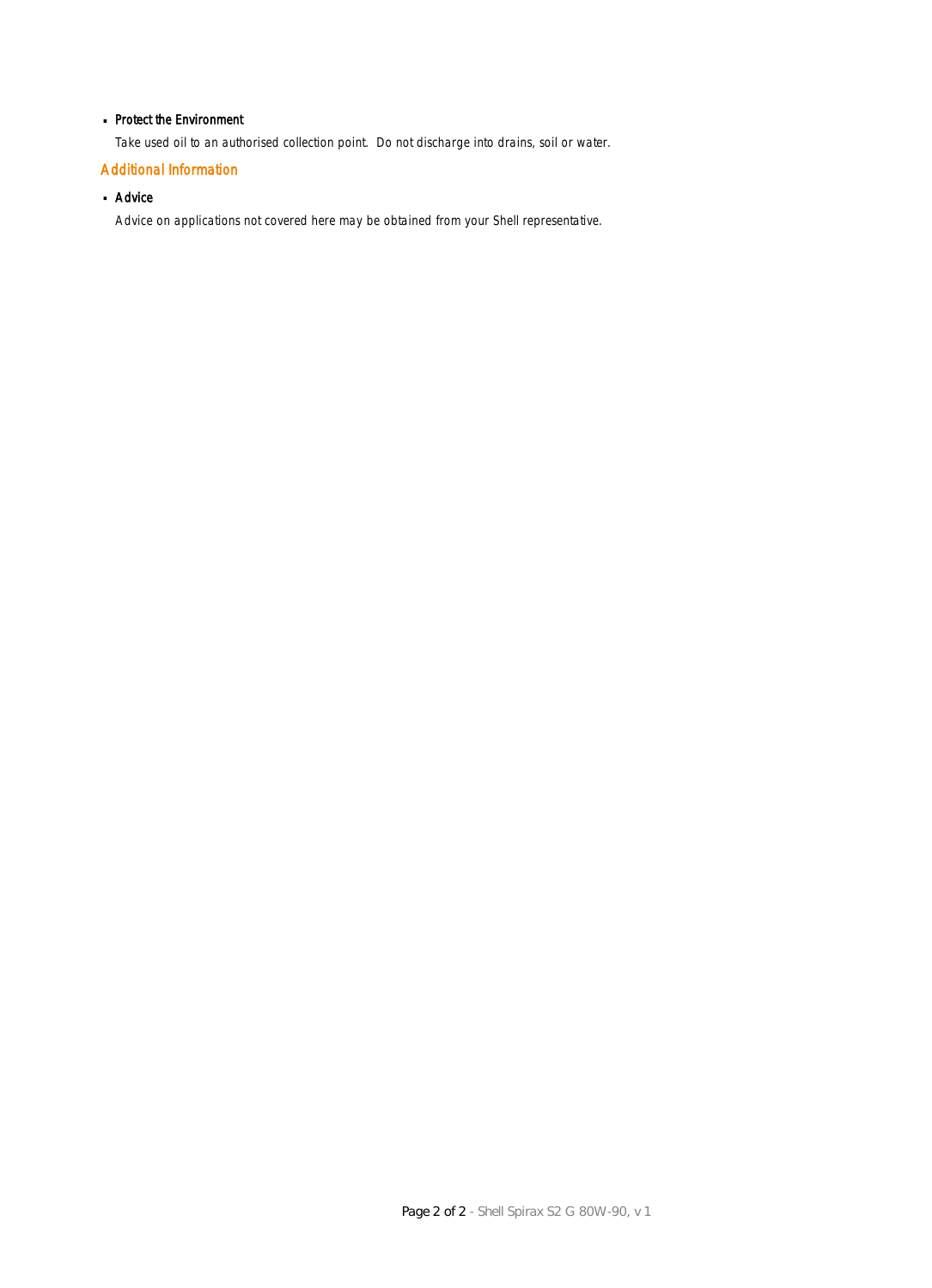- **Protect the Environment**

  *Take used oil to an authorised collection point. Do not discharge into drains, soil or water.*

## Additional Information

- **Advice**

  *Advice on applications not covered here may be obtained from your Shell representative.*